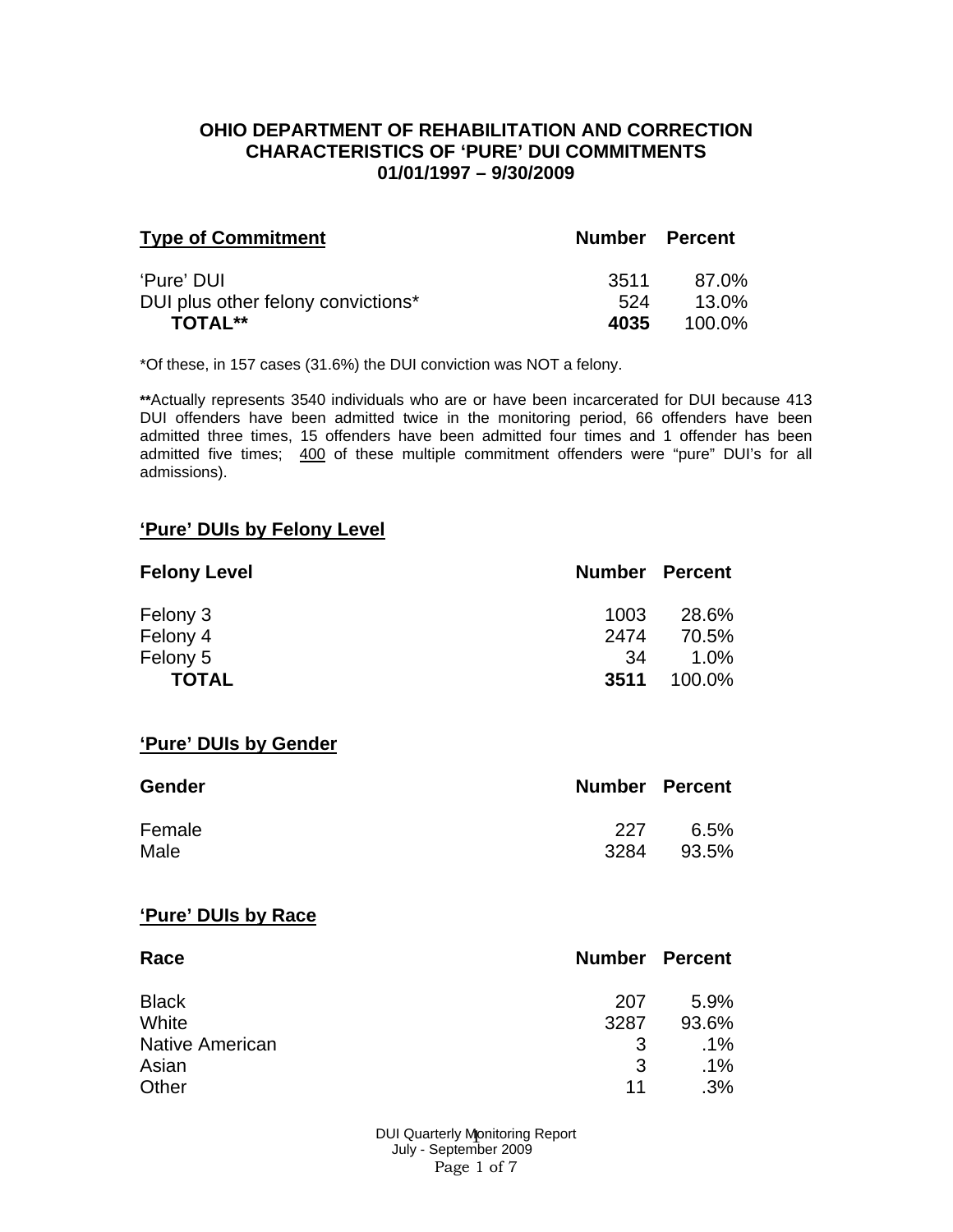# OHIO DEPARTMENT OF REHABILITATION AND CORRECTION
# CHARACTERISTICS OF 'PURE' DUI COMMITMENTS
# 01/01/1997 – 9/30/2009

| Type of Commitment | Number | Percent |
|---|---|---|
| 'Pure' DUI | 3511 | 87.0% |
| DUI plus other felony convictions* | 524 | 13.0% |
| **TOTAL**** | **4035** | 100.0% |

*Of these, in 157 cases (31.6%) the DUI conviction was NOT a felony.

**Actually represents 3540 individuals who are or have been incarcerated for DUI because 413 DUI offenders have been admitted twice in the monitoring period, 66 offenders have been admitted three times, 15 offenders have been admitted four times and 1 offender has been admitted five times; 400 of these multiple commitment offenders were "pure" DUI's for all admissions).

## 'Pure' DUIs by Felony Level

| Felony Level | Number | Percent |
|---|---|---|
| Felony 3 | 1003 | 28.6% |
| Felony 4 | 2474 | 70.5% |
| Felony 5 | 34 | 1.0% |
| **TOTAL** | **3511** | 100.0% |

## 'Pure' DUIs by Gender

| Gender | Number | Percent |
|---|---|---|
| Female | 227 | 6.5% |
| Male | 3284 | 93.5% |

## 'Pure' DUIs by Race

| Race | Number | Percent |
|---|---|---|
| Black | 207 | 5.9% |
| White | 3287 | 93.6% |
| Native American | 3 | .1% |
| Asian | 3 | .1% |
| Other | 11 | .3% |

DUI Quarterly Monitoring Report
July - September 2009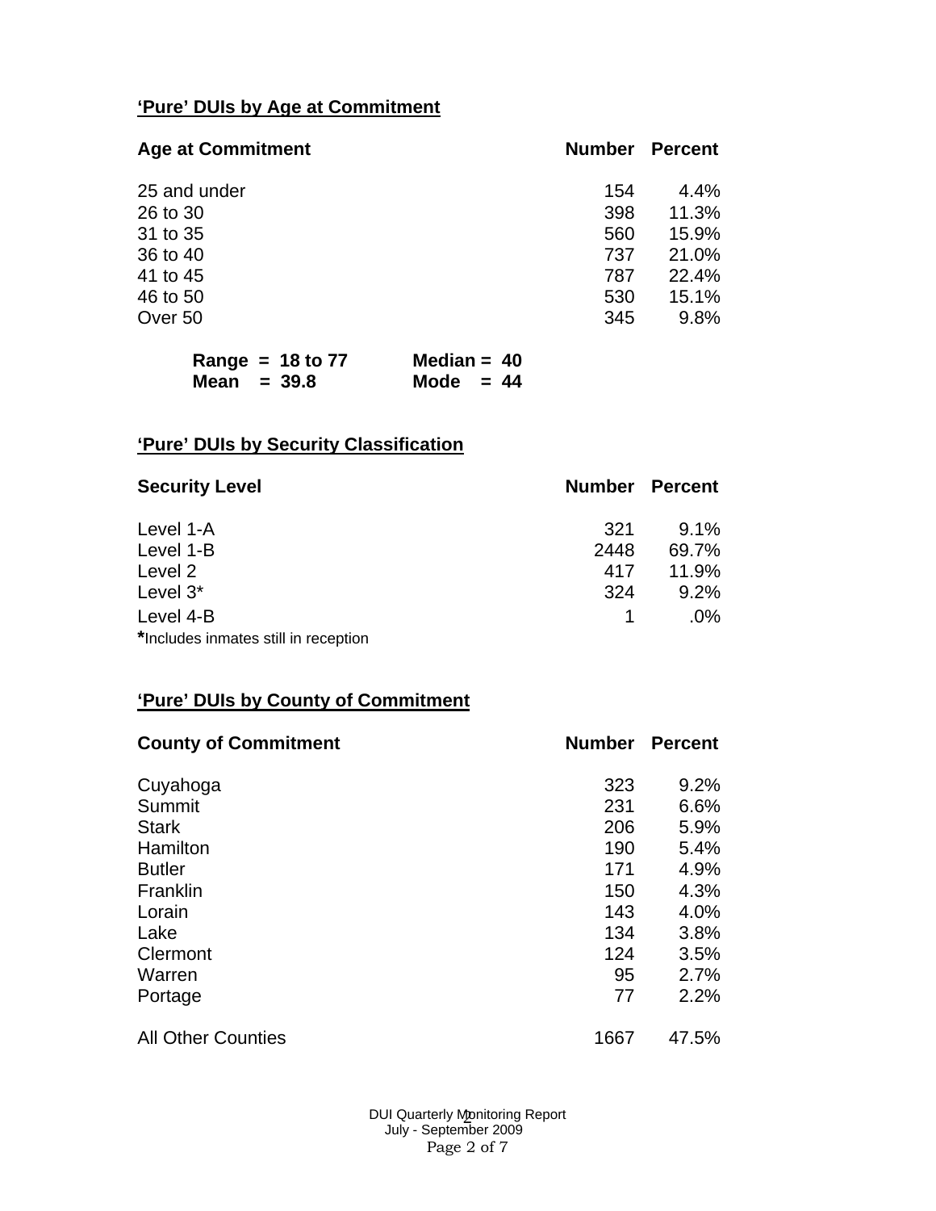## 'Pure' DUIs by Age at Commitment

| Age at Commitment | Number | Percent |
|---|---|---|
| 25 and under | 154 | 4.4% |
| 26 to 30 | 398 | 11.3% |
| 31 to 35 | 560 | 15.9% |
| 36 to 40 | 737 | 21.0% |
| 41 to 45 | 787 | 22.4% |
| 46 to 50 | 530 | 15.1% |
| Over 50 | 345 | 9.8% |

**Range = 18 to 77 Median = 40**
**Mean = 39.8 Mode = 44**

## 'Pure' DUIs by Security Classification

| Security Level | Number | Percent |
|---|---|---|
| Level 1-A | 321 | 9.1% |
| Level 1-B | 2448 | 69.7% |
| Level 2 | 417 | 11.9% |
| Level 3* | 324 | 9.2% |
| Level 4-B | 1 | .0% |

***Includes inmates still in reception**

## 'Pure' DUIs by County of Commitment

| County of Commitment | Number | Percent |
|---|---|---|
| Cuyahoga | 323 | 9.2% |
| Summit | 231 | 6.6% |
| Stark | 206 | 5.9% |
| Hamilton | 190 | 5.4% |
| Butler | 171 | 4.9% |
| Franklin | 150 | 4.3% |
| Lorain | 143 | 4.0% |
| Lake | 134 | 3.8% |
| Clermont | 124 | 3.5% |
| Warren | 95 | 2.7% |
| Portage | 77 | 2.2% |
| All Other Counties | 1667 | 47.5% |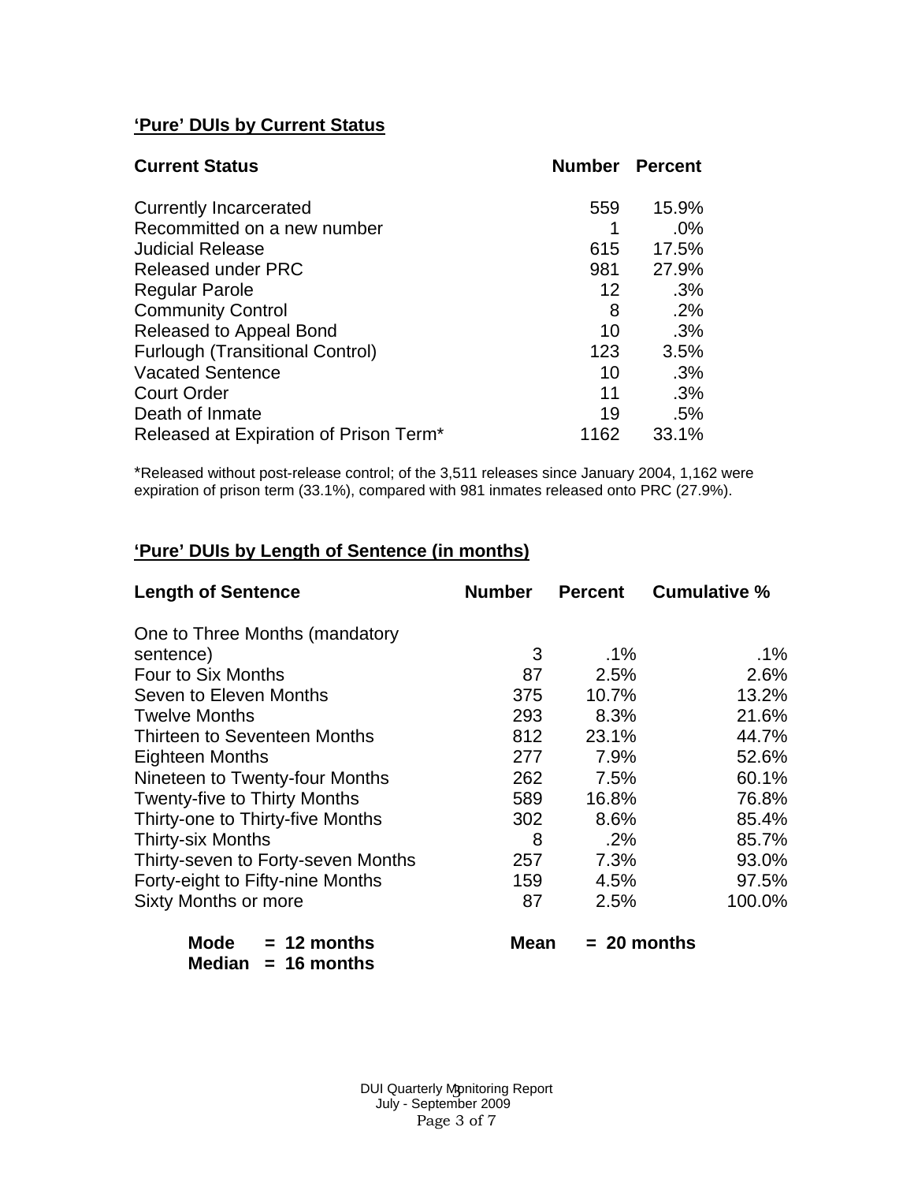## 'Pure' DUIs by Current Status

| Current Status | Number | Percent |
|---|---|---|
| Currently Incarcerated | 559 | 15.9% |
| Recommitted on a new number | 1 | .0% |
| Judicial Release | 615 | 17.5% |
| Released under PRC | 981 | 27.9% |
| Regular Parole | 12 | .3% |
| Community Control | 8 | .2% |
| Released to Appeal Bond | 10 | .3% |
| Furlough (Transitional Control) | 123 | 3.5% |
| Vacated Sentence | 10 | .3% |
| Court Order | 11 | .3% |
| Death of Inmate | 19 | .5% |
| Released at Expiration of Prison Term* | 1162 | 33.1% |

*Released without post-release control; of the 3,511 releases since January 2004, 1,162 were expiration of prison term (33.1%), compared with 981 inmates released onto PRC (27.9%).

## 'Pure' DUIs by Length of Sentence (in months)

| Length of Sentence | Number | Percent | Cumulative % |
|---|---|---|---|
| One to Three Months (mandatory sentence) | 3 | .1% | .1% |
| Four to Six Months | 87 | 2.5% | 2.6% |
| Seven to Eleven Months | 375 | 10.7% | 13.2% |
| Twelve Months | 293 | 8.3% | 21.6% |
| Thirteen to Seventeen Months | 812 | 23.1% | 44.7% |
| Eighteen Months | 277 | 7.9% | 52.6% |
| Nineteen to Twenty-four Months | 262 | 7.5% | 60.1% |
| Twenty-five to Thirty Months | 589 | 16.8% | 76.8% |
| Thirty-one to Thirty-five Months | 302 | 8.6% | 85.4% |
| Thirty-six Months | 8 | .2% | 85.7% |
| Thirty-seven to Forty-seven Months | 257 | 7.3% | 93.0% |
| Forty-eight to Fifty-nine Months | 159 | 4.5% | 97.5% |
| Sixty Months or more | 87 | 2.5% | 100.0% |

**Mode = 12 months** **Mean = 20 months**
**Median = 16 months**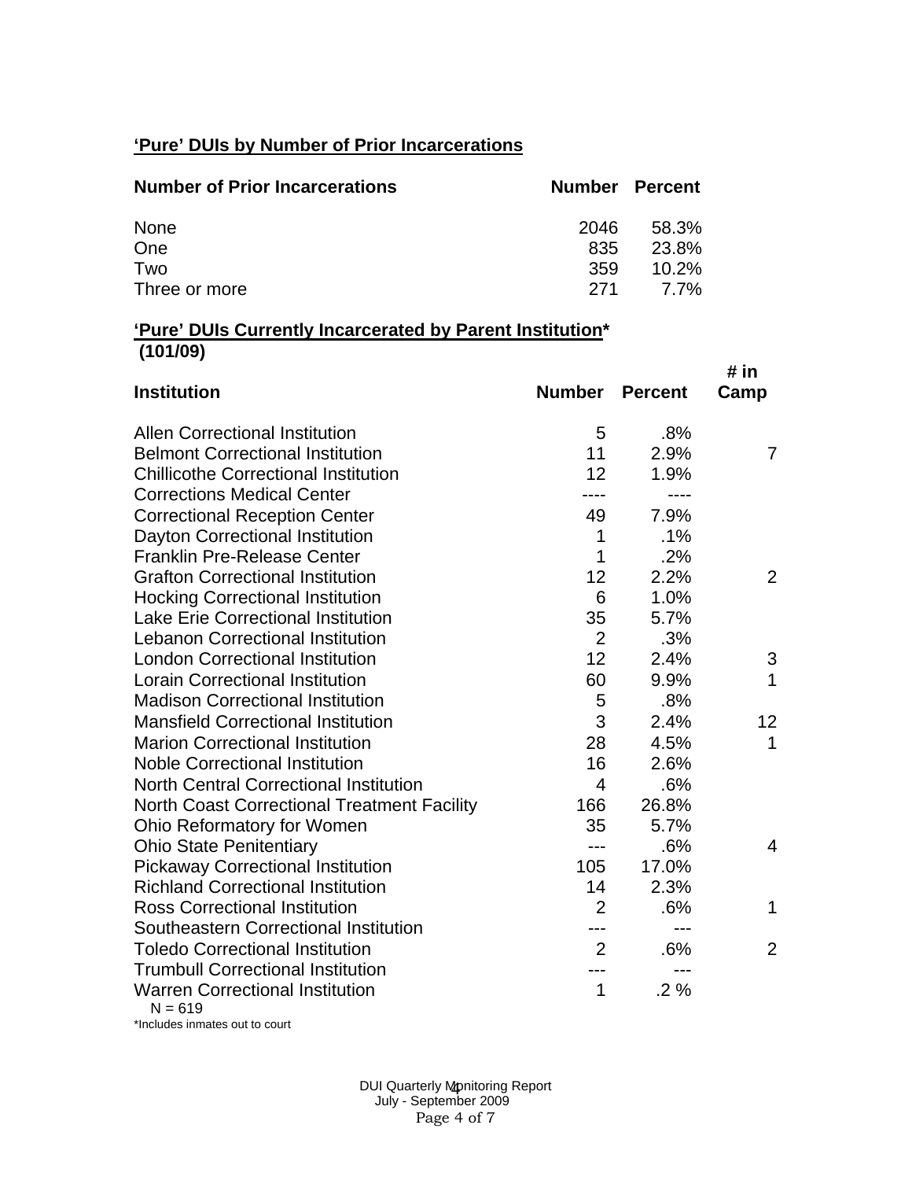## 'Pure' DUIs by Number of Prior Incarcerations

| Number of Prior Incarcerations | Number | Percent |
|---|---|---|
| None | 2046 | 58.3% |
| One | 835 | 23.8% |
| Two | 359 | 10.2% |
| Three or more | 271 | 7.7% |

## 'Pure' DUIs Currently Incarcerated by Parent Institution*
**(101/09)**

| Institution | Number | Percent | # in Camp |
|---|---|---|---|
| Allen Correctional Institution | 5 | .8% | |
| Belmont Correctional Institution | 11 | 2.9% | 7 |
| Chillicothe Correctional Institution | 12 | 1.9% | |
| Corrections Medical Center | ---- | ---- | |
| Correctional Reception Center | 49 | 7.9% | |
| Dayton Correctional Institution | 1 | .1% | |
| Franklin Pre-Release Center | 1 | .2% | |
| Grafton Correctional Institution | 12 | 2.2% | 2 |
| Hocking Correctional Institution | 6 | 1.0% | |
| Lake Erie Correctional Institution | 35 | 5.7% | |
| Lebanon Correctional Institution | 2 | .3% | |
| London Correctional Institution | 12 | 2.4% | 3 |
| Lorain Correctional Institution | 60 | 9.9% | 1 |
| Madison Correctional Institution | 5 | .8% | |
| Mansfield Correctional Institution | 3 | 2.4% | 12 |
| Marion Correctional Institution | 28 | 4.5% | 1 |
| Noble Correctional Institution | 16 | 2.6% | |
| North Central Correctional Institution | 4 | .6% | |
| North Coast Correctional Treatment Facility | 166 | 26.8% | |
| Ohio Reformatory for Women | 35 | 5.7% | |
| Ohio State Penitentiary | --- | .6% | 4 |
| Pickaway Correctional Institution | 105 | 17.0% | |
| Richland Correctional Institution | 14 | 2.3% | |
| Ross Correctional Institution | 2 | .6% | 1 |
| Southeastern Correctional Institution | --- | --- | |
| Toledo Correctional Institution | 2 | .6% | 2 |
| Trumbull Correctional Institution | --- | --- | |
| Warren Correctional Institution | 1 | .2 % | |

N = 619

*Includes inmates out to court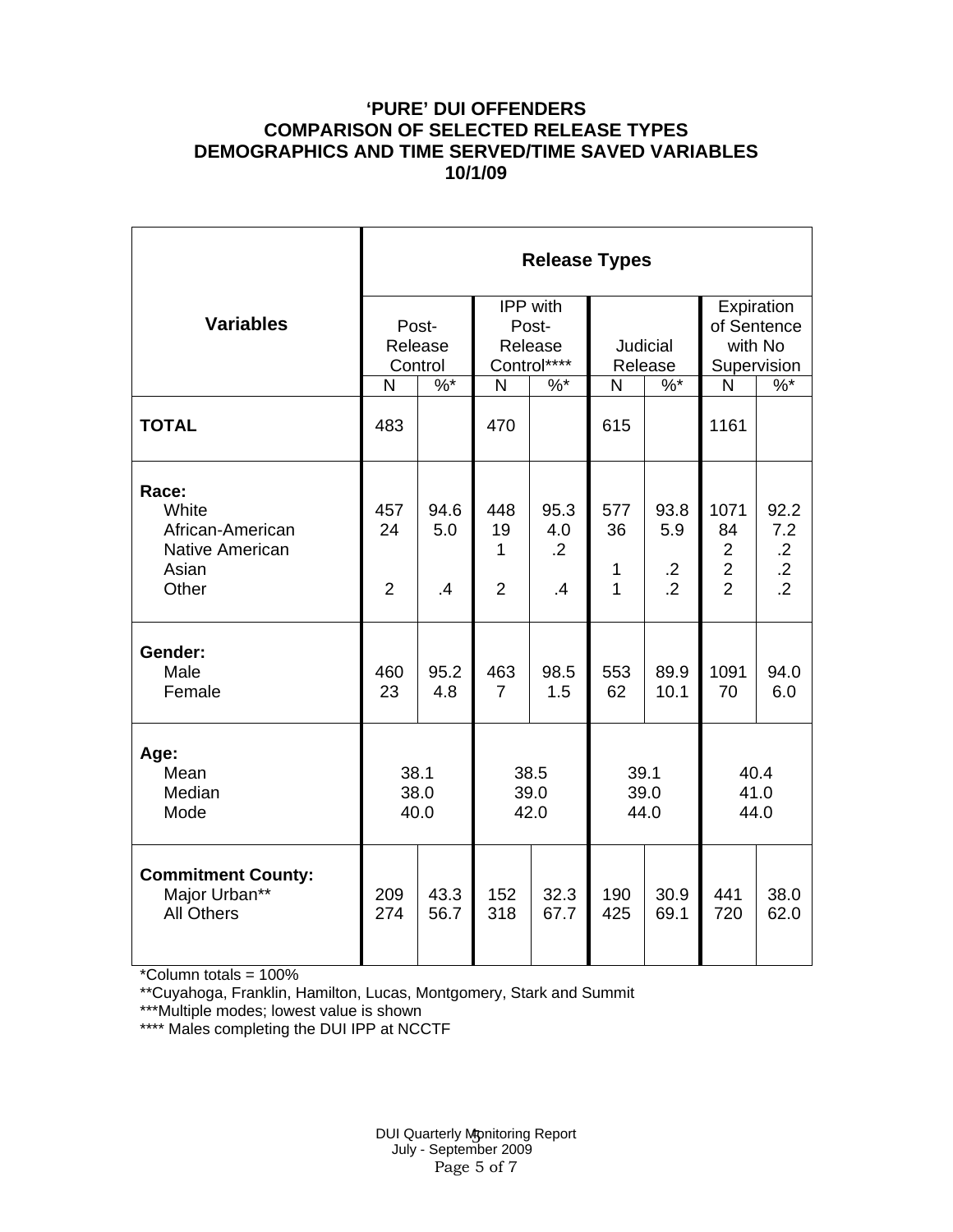# 'PURE' DUI OFFENDERS
# COMPARISON OF SELECTED RELEASE TYPES
# DEMOGRAPHICS AND TIME SERVED/TIME SAVED VARIABLES
# 10/1/09

| Variables | Release Types | | | | | | | |
|---|---|---|---|---|---|---|---|---|
| | Post-Release Control | | IPP with Post-Release Control**** | | Judicial Release | | Expiration of Sentence with No Supervision | |
| | N | %* | N | %* | N | %* | N | %* |
| **TOTAL** | 483 | | 470 | | 615 | | 1161 | |
| **Race:** | | | | | | | | |
| White | 457 | 94.6 | 448 | 95.3 | 577 | 93.8 | 1071 | 92.2 |
| African-American | 24 | 5.0 | 19 | 4.0 | 36 | 5.9 | 84 | 7.2 |
| Native American | | | 1 | .2 | | | 2 | .2 |
| Asian | | | | | 1 | .2 | 2 | .2 |
| Other | 2 | .4 | 2 | .4 | 1 | .2 | 2 | .2 |
| **Gender:** | | | | | | | | |
| Male | 460 | 95.2 | 463 | 98.5 | 553 | 89.9 | 1091 | 94.0 |
| Female | 23 | 4.8 | 7 | 1.5 | 62 | 10.1 | 70 | 6.0 |
| **Age:** | | | | | | | | |
| Mean | 38.1 | | 38.5 | | 39.1 | | 40.4 | |
| Median | 38.0 | | 39.0 | | 39.0 | | 41.0 | |
| Mode | 40.0 | | 42.0 | | 44.0 | | 44.0 | |
| **Commitment County:** | | | | | | | | |
| Major Urban** | 209 | 43.3 | 152 | 32.3 | 190 | 30.9 | 441 | 38.0 |
| All Others | 274 | 56.7 | 318 | 67.7 | 425 | 69.1 | 720 | 62.0 |

*Column totals = 100%

**Cuyahoga, Franklin, Hamilton, Lucas, Montgomery, Stark and Summit

***Multiple modes; lowest value is shown

**** Males completing the DUI IPP at NCCTF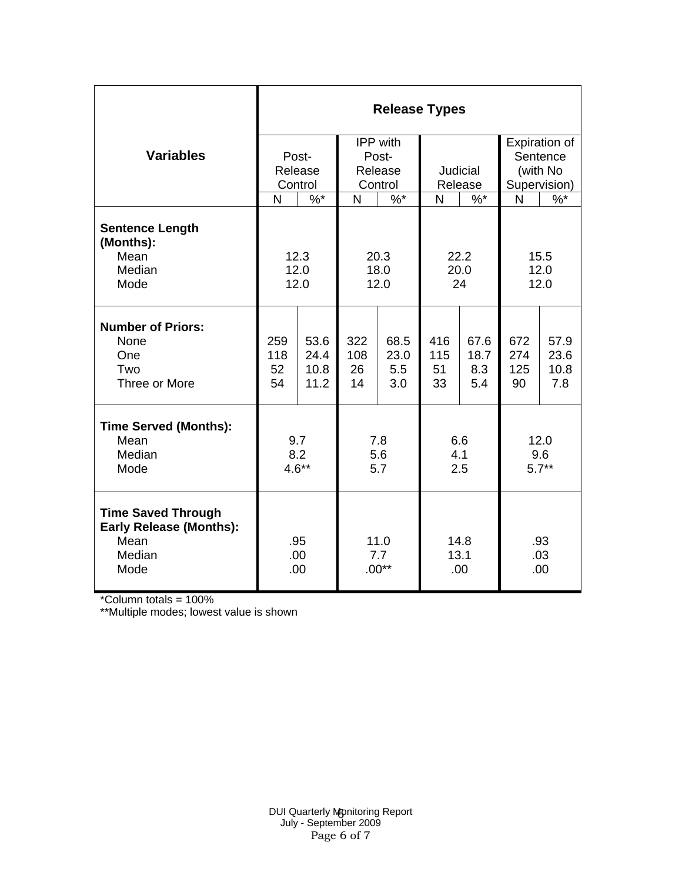| Variables | Release Types | | | | | | | |
|---|---|---|---|---|---|---|---|---|
| | Post-Release Control | | IPP with Post-Release Control | | Judicial Release | | Expiration of Sentence (with No Supervision) | |
| | N | %* | N | %* | N | %* | N | %* |
| **Sentence Length (Months):** | | | | | | | | |
| Mean | 12.3 | | 20.3 | | 22.2 | | 15.5 | |
| Median | 12.0 | | 18.0 | | 20.0 | | 12.0 | |
| Mode | 12.0 | | 12.0 | | 24 | | 12.0 | |
| **Number of Priors:** | | | | | | | | |
| None | 259 | 53.6 | 322 | 68.5 | 416 | 67.6 | 672 | 57.9 |
| One | 118 | 24.4 | 108 | 23.0 | 115 | 18.7 | 274 | 23.6 |
| Two | 52 | 10.8 | 26 | 5.5 | 51 | 8.3 | 125 | 10.8 |
| Three or More | 54 | 11.2 | 14 | 3.0 | 33 | 5.4 | 90 | 7.8 |
| **Time Served (Months):** | | | | | | | | |
| Mean | 9.7 | | 7.8 | | 6.6 | | 12.0 | |
| Median | 8.2 | | 5.6 | | 4.1 | | 9.6 | |
| Mode | 4.6** | | 5.7 | | 2.5 | | 5.7** | |
| **Time Saved Through Early Release (Months):** | | | | | | | | |
| Mean | .95 | | 11.0 | | 14.8 | | .93 | |
| Median | .00 | | 7.7 | | 13.1 | | .03 | |
| Mode | .00 | | .00** | | .00 | | .00 | |

*Column totals = 100%

**Multiple modes; lowest value is shown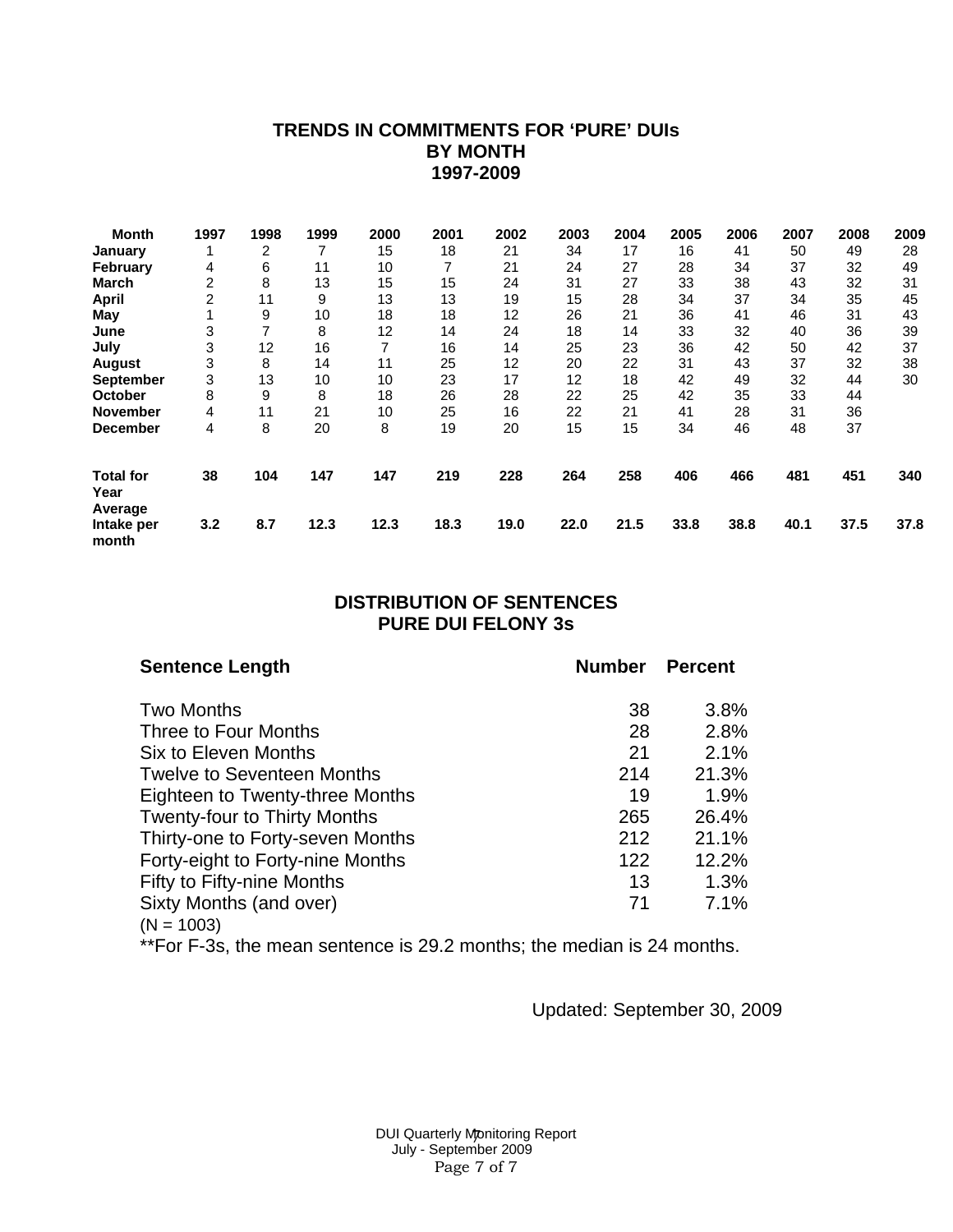## TRENDS IN COMMITMENTS FOR 'PURE' DUIs BY MONTH 1997-2009

| Month | 1997 | 1998 | 1999 | 2000 | 2001 | 2002 | 2003 | 2004 | 2005 | 2006 | 2007 | 2008 | 2009 |
|---|---|---|---|---|---|---|---|---|---|---|---|---|---|
| **January** | 1 | 2 | 7 | 15 | 18 | 21 | 34 | 17 | 16 | 41 | 50 | 49 | 28 |
| **February** | 4 | 6 | 11 | 10 | 7 | 21 | 24 | 27 | 28 | 34 | 37 | 32 | 49 |
| **March** | 2 | 8 | 13 | 15 | 15 | 24 | 31 | 27 | 33 | 38 | 43 | 32 | 31 |
| **April** | 2 | 11 | 9 | 13 | 13 | 19 | 15 | 28 | 34 | 37 | 34 | 35 | 45 |
| **May** | 1 | 9 | 10 | 18 | 18 | 12 | 26 | 21 | 36 | 41 | 46 | 31 | 43 |
| **June** | 3 | 7 | 8 | 12 | 14 | 24 | 18 | 14 | 33 | 32 | 40 | 36 | 39 |
| **July** | 3 | 12 | 16 | 7 | 16 | 14 | 25 | 23 | 36 | 42 | 50 | 42 | 37 |
| **August** | 3 | 8 | 14 | 11 | 25 | 12 | 20 | 22 | 31 | 43 | 37 | 32 | 38 |
| **September** | 3 | 13 | 10 | 10 | 23 | 17 | 12 | 18 | 42 | 49 | 32 | 44 | 30 |
| **October** | 8 | 9 | 8 | 18 | 26 | 28 | 22 | 25 | 42 | 35 | 33 | 44 | |
| **November** | 4 | 11 | 21 | 10 | 25 | 16 | 22 | 21 | 41 | 28 | 31 | 36 | |
| **December** | 4 | 8 | 20 | 8 | 19 | 20 | 15 | 15 | 34 | 46 | 48 | 37 | |
| **Total for Year** | **38** | **104** | **147** | **147** | **219** | **228** | **264** | **258** | **406** | **466** | **481** | **451** | **340** |
| **Average Intake per month** | **3.2** | **8.7** | **12.3** | **12.3** | **18.3** | **19.0** | **22.0** | **21.5** | **33.8** | **38.8** | **40.1** | **37.5** | **37.8** |

## DISTRIBUTION OF SENTENCES PURE DUI FELONY 3s

| Sentence Length | Number | Percent |
|---|---|---|
| Two Months | 38 | 3.8% |
| Three to Four Months | 28 | 2.8% |
| Six to Eleven Months | 21 | 2.1% |
| Twelve to Seventeen Months | 214 | 21.3% |
| Eighteen to Twenty-three Months | 19 | 1.9% |
| Twenty-four to Thirty Months | 265 | 26.4% |
| Thirty-one to Forty-seven Months | 212 | 21.1% |
| Forty-eight to Forty-nine Months | 122 | 12.2% |
| Fifty to Fifty-nine Months | 13 | 1.3% |
| Sixty Months (and over) | 71 | 7.1% |

(N = 1003)

**For F-3s, the mean sentence is 29.2 months; the median is 24 months.

Updated: September 30, 2009